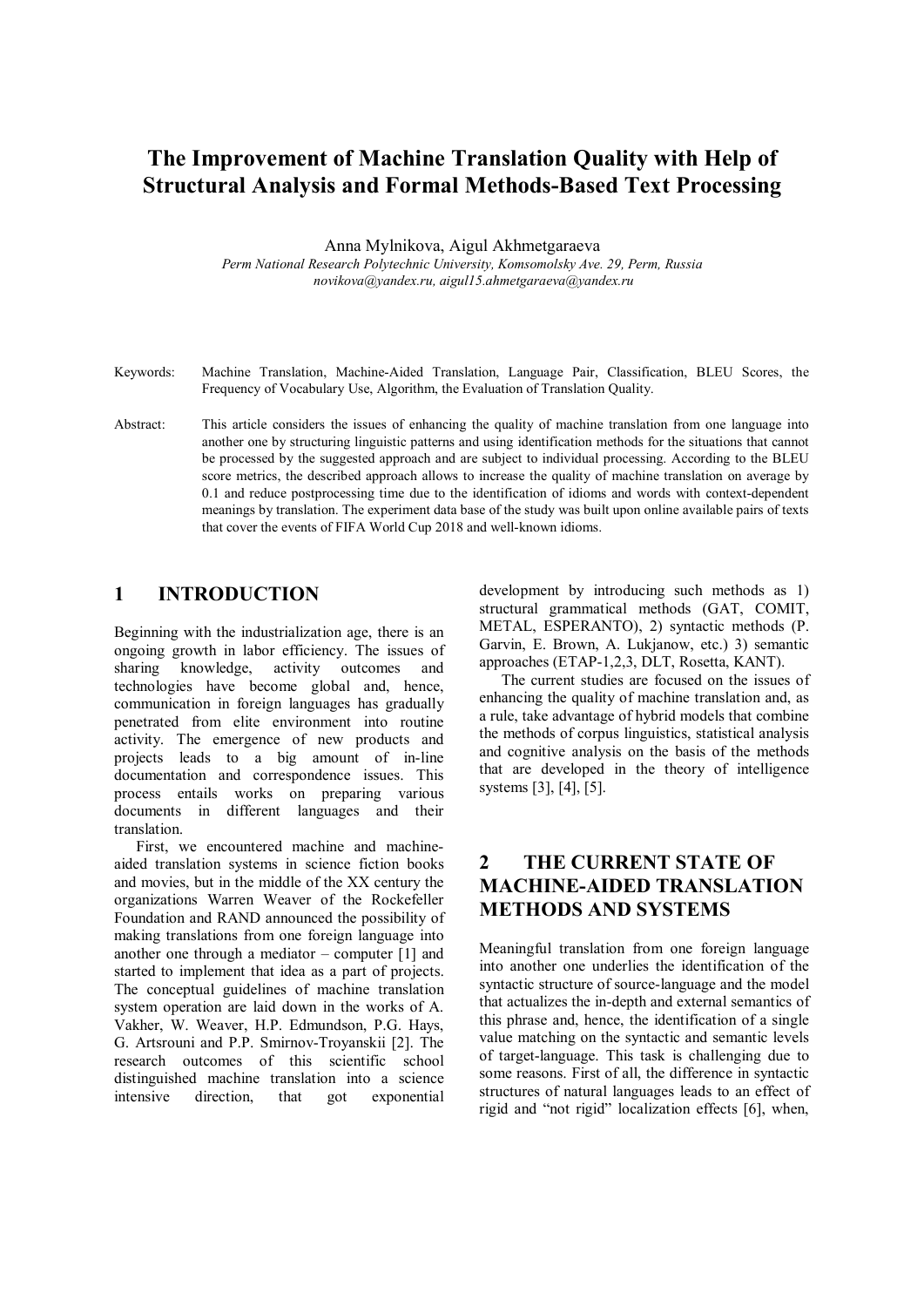# The Improvement of Machine Translation Quality with Help of Structural Analysis and Formal Methods-Based Text Processing

Anna Mylnikova, Aigul Akhmetgaraeva

*Perm National Research Polytechnic University, Komsomolsky Ave. 29, Perm, Russia*
*novikova@yandex.ru, aigul15.ahmetgaraeva@yandex.ru*

Keywords: Machine Translation, Machine-Aided Translation, Language Pair, Classification, BLEU Scores, the Frequency of Vocabulary Use, Algorithm, the Evaluation of Translation Quality.

Abstract: This article considers the issues of enhancing the quality of machine translation from one language into another one by structuring linguistic patterns and using identification methods for the situations that cannot be processed by the suggested approach and are subject to individual processing. According to the BLEU score metrics, the described approach allows to increase the quality of machine translation on average by 0.1 and reduce postprocessing time due to the identification of idioms and words with context-dependent meanings by translation. The experiment data base of the study was built upon online available pairs of texts that cover the events of FIFA World Cup 2018 and well-known idioms.

## 1 INTRODUCTION

Beginning with the industrialization age, there is an ongoing growth in labor efficiency. The issues of sharing knowledge, activity outcomes and technologies have become global and, hence, communication in foreign languages has gradually penetrated from elite environment into routine activity. The emergence of new products and projects leads to a big amount of in-line documentation and correspondence issues. This process entails works on preparing various documents in different languages and their translation.

First, we encountered machine and machine-aided translation systems in science fiction books and movies, but in the middle of the XX century the organizations Warren Weaver of the Rockefeller Foundation and RAND announced the possibility of making translations from one foreign language into another one through a mediator – computer [1] and started to implement that idea as a part of projects. The conceptual guidelines of machine translation system operation are laid down in the works of A. Vakher, W. Weaver, H.P. Edmundson, P.G. Hays, G. Artsrouni and P.P. Smirnov-Troyanskii [2]. The research outcomes of this scientific school distinguished machine translation into a science intensive direction, that got exponential development by introducing such methods as 1) structural grammatical methods (GAT, COMIT, METAL, ESPERANTO), 2) syntactic methods (P. Garvin, E. Brown, A. Lukjanow, etc.) 3) semantic approaches (ETAP-1,2,3, DLT, Rosetta, KANT).

The current studies are focused on the issues of enhancing the quality of machine translation and, as a rule, take advantage of hybrid models that combine the methods of corpus linguistics, statistical analysis and cognitive analysis on the basis of the methods that are developed in the theory of intelligence systems [3], [4], [5].

## 2 THE CURRENT STATE OF MACHINE-AIDED TRANSLATION METHODS AND SYSTEMS

Meaningful translation from one foreign language into another one underlies the identification of the syntactic structure of source-language and the model that actualizes the in-depth and external semantics of this phrase and, hence, the identification of a single value matching on the syntactic and semantic levels of target-language. This task is challenging due to some reasons. First of all, the difference in syntactic structures of natural languages leads to an effect of rigid and "not rigid" localization effects [6], when,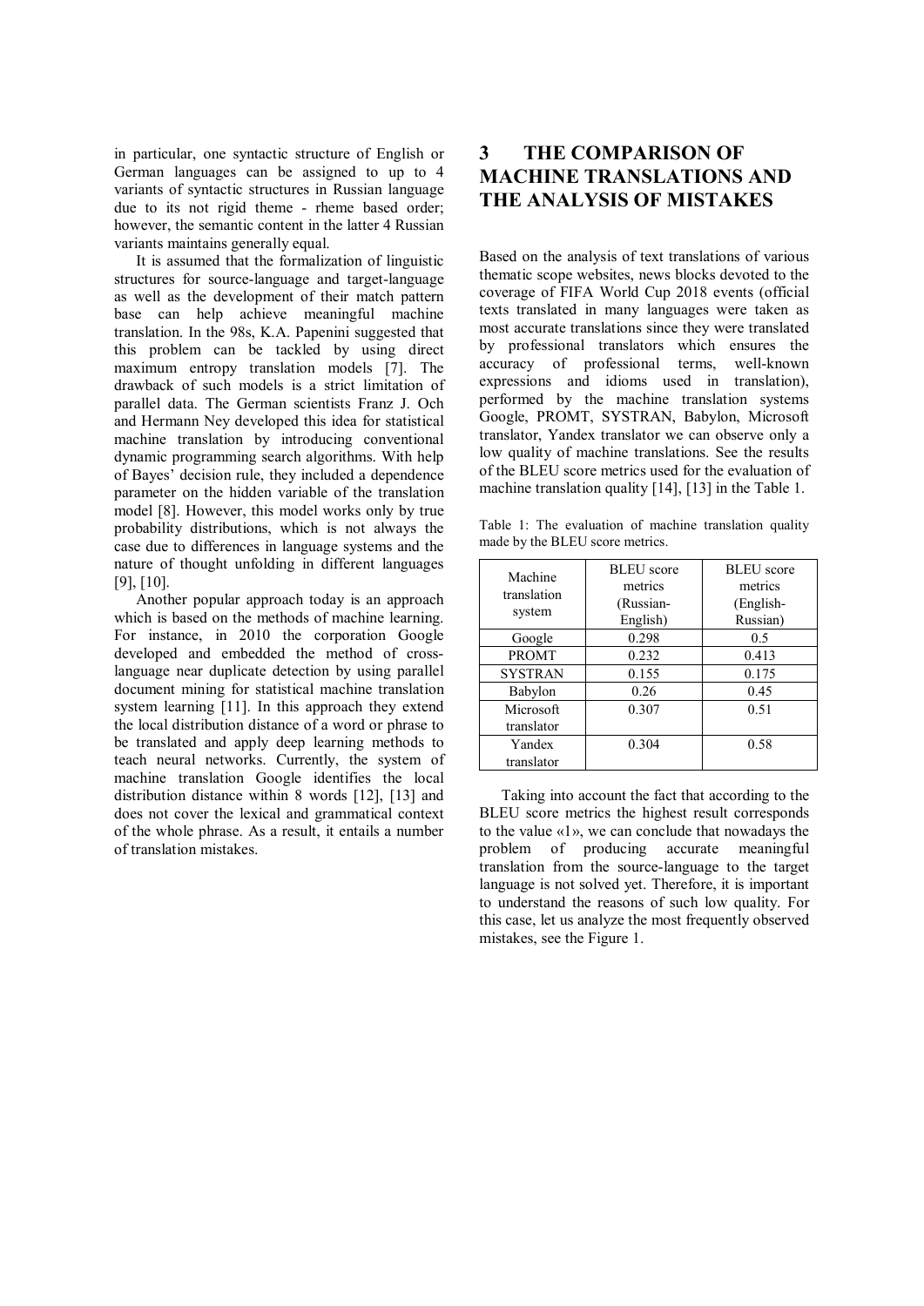in particular, one syntactic structure of English or German languages can be assigned to up to 4 variants of syntactic structures in Russian language due to its not rigid theme - rheme based order; however, the semantic content in the latter 4 Russian variants maintains generally equal.

It is assumed that the formalization of linguistic structures for source-language and target-language as well as the development of their match pattern base can help achieve meaningful machine translation. In the 98s, K.A. Papenini suggested that this problem can be tackled by using direct maximum entropy translation models [7]. The drawback of such models is a strict limitation of parallel data. The German scientists Franz J. Och and Hermann Ney developed this idea for statistical machine translation by introducing conventional dynamic programming search algorithms. With help of Bayes' decision rule, they included a dependence parameter on the hidden variable of the translation model [8]. However, this model works only by true probability distributions, which is not always the case due to differences in language systems and the nature of thought unfolding in different languages [9], [10].

Another popular approach today is an approach which is based on the methods of machine learning. For instance, in 2010 the corporation Google developed and embedded the method of cross-language near duplicate detection by using parallel document mining for statistical machine translation system learning [11]. In this approach they extend the local distribution distance of a word or phrase to be translated and apply deep learning methods to teach neural networks. Currently, the system of machine translation Google identifies the local distribution distance within 8 words [12], [13] and does not cover the lexical and grammatical context of the whole phrase. As a result, it entails a number of translation mistakes.

# 3 THE COMPARISON OF MACHINE TRANSLATIONS AND THE ANALYSIS OF MISTAKES

Based on the analysis of text translations of various thematic scope websites, news blocks devoted to the coverage of FIFA World Cup 2018 events (official texts translated in many languages were taken as most accurate translations since they were translated by professional translators which ensures the accuracy of professional terms, well-known expressions and idioms used in translation), performed by the machine translation systems Google, PROMT, SYSTRAN, Babylon, Microsoft translator, Yandex translator we can observe only a low quality of machine translations. See the results of the BLEU score metrics used for the evaluation of machine translation quality [14], [13] in the Table 1.

Table 1: The evaluation of machine translation quality made by the BLEU score metrics.

| Machine translation system | BLEU score metrics (Russian-English) | BLEU score metrics (English-Russian) |
|---|---|---|
| Google | 0.298 | 0.5 |
| PROMT | 0.232 | 0.413 |
| SYSTRAN | 0.155 | 0.175 |
| Babylon | 0.26 | 0.45 |
| Microsoft translator | 0.307 | 0.51 |
| Yandex translator | 0.304 | 0.58 |

Taking into account the fact that according to the BLEU score metrics the highest result corresponds to the value «1», we can conclude that nowadays the problem of producing accurate meaningful translation from the source-language to the target language is not solved yet. Therefore, it is important to understand the reasons of such low quality. For this case, let us analyze the most frequently observed mistakes, see the Figure 1.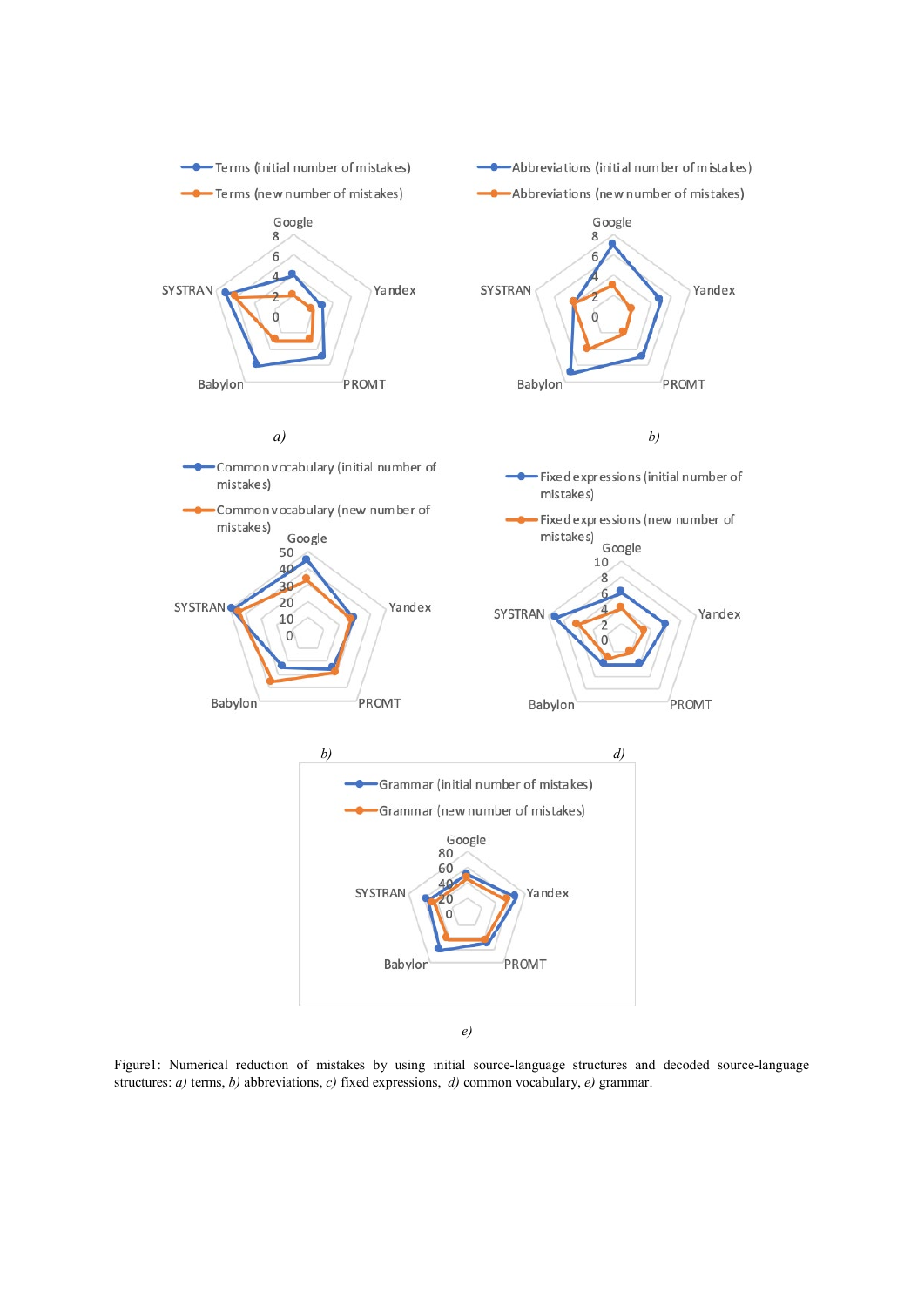Terms (initial number of mistakes)

Terms (new number of mistakes)

*a)*

Abbreviations (initial number of mistakes)

Abbreviations (new number of mistakes)

*b)*

Common vocabulary (initial number of mistakes)

Common vocabulary (new number of mistakes)

*b)*

Fixed expressions (initial number of mistakes)

Fixed expressions (new number of mistakes)

*d)*

Grammar (initial number of mistakes)

Grammar (new number of mistakes)

*e)*

Figure1: Numerical reduction of mistakes by using initial source-language structures and decoded source-language structures: *a)* terms, *b)* abbreviations, *c)* fixed expressions, *d)* common vocabulary, *e)* grammar.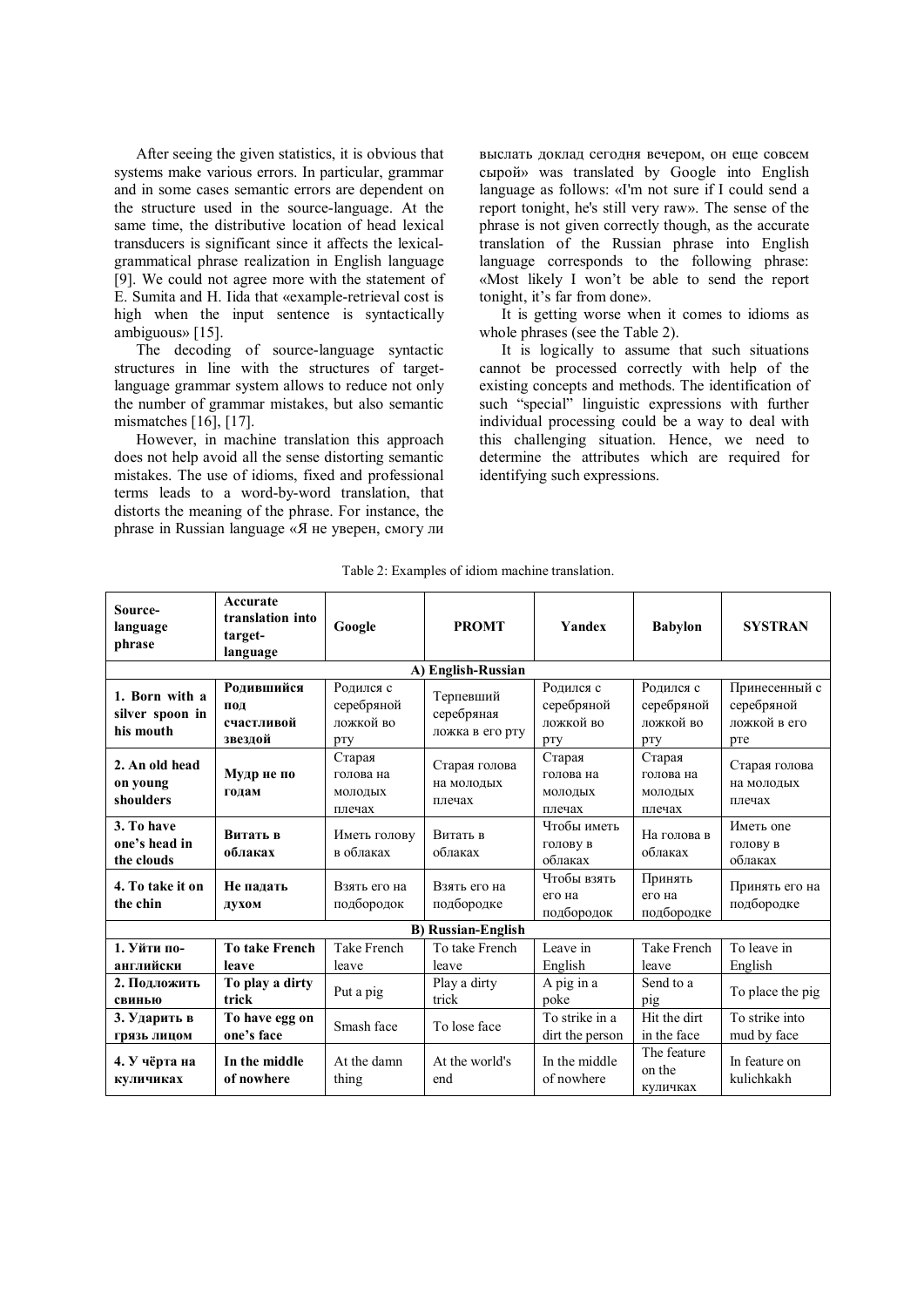After seeing the given statistics, it is obvious that systems make various errors. In particular, grammar and in some cases semantic errors are dependent on the structure used in the source-language. At the same time, the distributive location of head lexical transducers is significant since it affects the lexical-grammatical phrase realization in English language [9]. We could not agree more with the statement of E. Sumita and H. Iida that «example-retrieval cost is high when the input sentence is syntactically ambiguous» [15].

The decoding of source-language syntactic structures in line with the structures of target-language grammar system allows to reduce not only the number of grammar mistakes, but also semantic mismatches [16], [17].

However, in machine translation this approach does not help avoid all the sense distorting semantic mistakes. The use of idioms, fixed and professional terms leads to a word-by-word translation, that distorts the meaning of the phrase. For instance, the phrase in Russian language «Я не уверен, смогу ли выслать доклад сегодня вечером, он еще совсем сырой» was translated by Google into English language as follows: «I'm not sure if I could send a report tonight, he's still very raw». The sense of the phrase is not given correctly though, as the accurate translation of the Russian phrase into English language corresponds to the following phrase: «Most likely I won't be able to send the report tonight, it's far from done».

It is getting worse when it comes to idioms as whole phrases (see the Table 2).

It is logically to assume that such situations cannot be processed correctly with help of the existing concepts and methods. The identification of such "special" linguistic expressions with further individual processing could be a way to deal with this challenging situation. Hence, we need to determine the attributes which are required for identifying such expressions.

Table 2: Examples of idiom machine translation.

| Source-language phrase | Accurate translation into target-language | Google | PROMT | Yandex | Babylon | SYSTRAN |
|---|---|---|---|---|---|---|
| **A) English-Russian** | | | | | | |
| **1. Born with a silver spoon in his mouth** | **Родившийся под счастливой звездой** | Родился с серебряной ложкой во рту | Терпевший серебряная ложка в его рту | Родился с серебряной ложкой во рту | Родился с серебряной ложкой во рту | Принесенный с серебряной ложкой в его рте |
| **2. An old head on young shoulders** | **Мудр не по годам** | Старая голова на молодых плечах | Старая голова на молодых плечах | Старая голова на молодых плечах | Старая голова на молодых плечах | Старая голова на молодых плечах |
| **3. To have one's head in the clouds** | **Витать в облаках** | Иметь голову в облаках | Витать в облаках | Чтобы иметь голову в облаках | На голова в облаках | Иметь one голову в облаках |
| **4. To take it on the chin** | **Не падать духом** | Взять его на подбородок | Взять его на подбородке | Чтобы взять его на подбородок | Принять его на подбородке | Принять его на подбородке |
| **B) Russian-English** | | | | | | |
| **1. Уйти по-английски** | **To take French leave** | Take French leave | To take French leave | Leave in English | Take French leave | To leave in English |
| **2. Подложить свинью** | **To play a dirty trick** | Put a pig | Play a dirty trick | A pig in a poke | Send to a pig | To place the pig |
| **3. Ударить в грязь лицом** | **To have egg on one's face** | Smash face | To lose face | To strike in a dirt the person | Hit the dirt in the face | To strike into mud by face |
| **4. У чёрта на куличиках** | **In the middle of nowhere** | At the damn thing | At the world's end | In the middle of nowhere | The feature on the куличках | In feature on kulichkakh |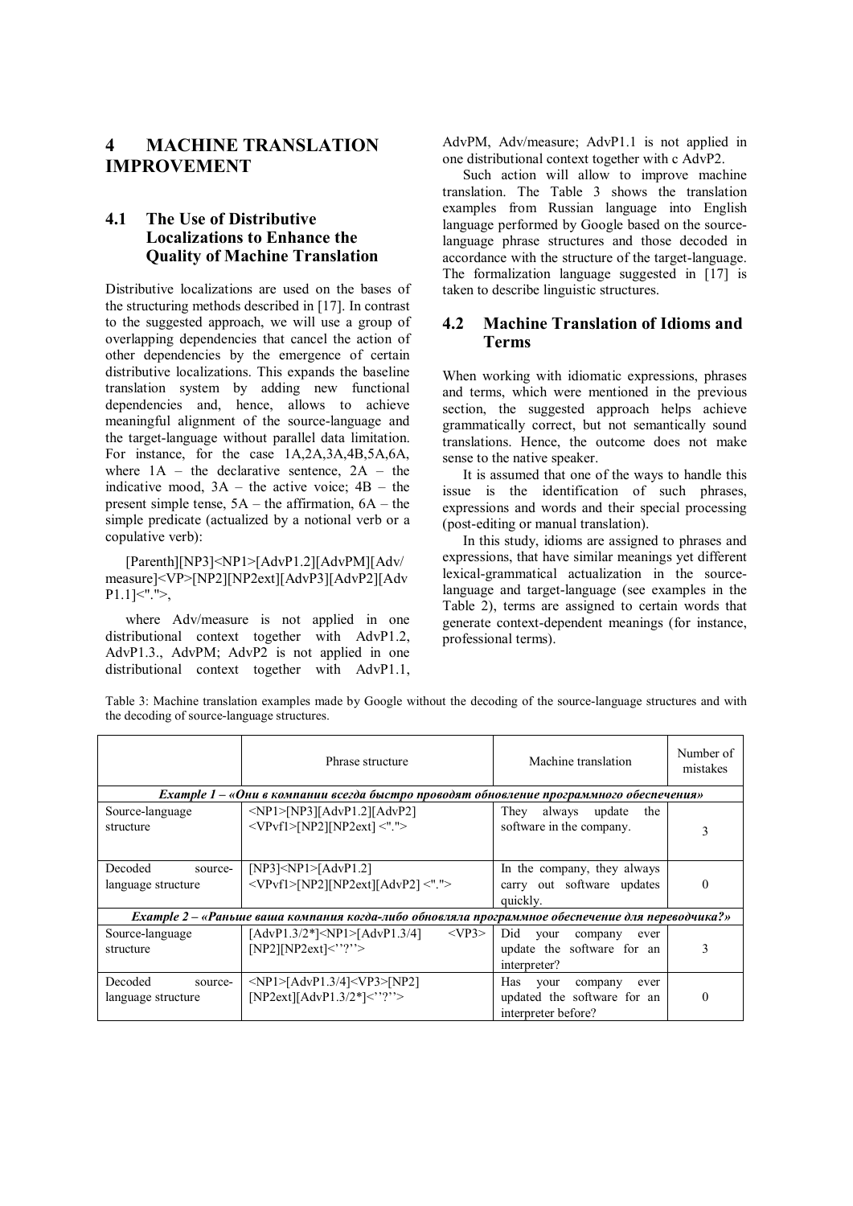## 4 MACHINE TRANSLATION IMPROVEMENT

### 4.1 The Use of Distributive Localizations to Enhance the Quality of Machine Translation

Distributive localizations are used on the bases of the structuring methods described in [17]. In contrast to the suggested approach, we will use a group of overlapping dependencies that cancel the action of other dependencies by the emergence of certain distributive localizations. This expands the baseline translation system by adding new functional dependencies and, hence, allows to achieve meaningful alignment of the source-language and the target-language without parallel data limitation. For instance, for the case 1A,2A,3A,4B,5A,6A, where 1A – the declarative sentence, 2A – the indicative mood, 3A – the active voice; 4B – the present simple tense, 5A – the affirmation, 6A – the simple predicate (actualized by a notional verb or a copulative verb):

[Parenth][NP3]<NP1>[AdvP1.2][AdvPM][Adv/measure]<VP>[NP2][NP2ext][AdvP3][AdvP2][AdvP1.1]<".">,

where Adv/measure is not applied in one distributional context together with AdvP1.2, AdvP1.3., AdvPM; AdvP2 is not applied in one distributional context together with AdvP1.1, AdvPM, Adv/measure; AdvP1.1 is not applied in one distributional context together with c AdvP2.

Such action will allow to improve machine translation. The Table 3 shows the translation examples from Russian language into English language performed by Google based on the source-language phrase structures and those decoded in accordance with the structure of the target-language. The formalization language suggested in [17] is taken to describe linguistic structures.

### 4.2 Machine Translation of Idioms and Terms

When working with idiomatic expressions, phrases and terms, which were mentioned in the previous section, the suggested approach helps achieve grammatically correct, but not semantically sound translations. Hence, the outcome does not make sense to the native speaker.

It is assumed that one of the ways to handle this issue is the identification of such phrases, expressions and words and their special processing (post-editing or manual translation).

In this study, idioms are assigned to phrases and expressions, that have similar meanings yet different lexical-grammatical actualization in the source-language and target-language (see examples in the Table 2), terms are assigned to certain words that generate context-dependent meanings (for instance, professional terms).

Table 3: Machine translation examples made by Google without the decoding of the source-language structures and with the decoding of source-language structures.

| | Phrase structure | Machine translation | Number of mistakes |
|---|---|---|---|
| ***Example 1 – «Они в компании всегда быстро проводят обновление программного обеспечения»*** | | | |
| Source-language structure | <NP1>[NP3][AdvP1.2][AdvP2] <VPvf1>[NP2][NP2ext] <"."> | They always update the software in the company. | 3 |
| Decoded source-language structure | [NP3]<NP1>[AdvP1.2] <VPvf1>[NP2][NP2ext][AdvP2] <"."> | In the company, they always carry out software updates quickly. | 0 |
| ***Example 2 – «Раньше ваша компания когда-либо обновляла программное обеспечение для переводчика?»*** | | | |
| Source-language structure | [AdvP1.3/2*]<NP1>[AdvP1.3/4] <VP3> [NP2][NP2ext]<"?"> | Did your company ever update the software for an interpreter? | 3 |
| Decoded source-language structure | <NP1>[AdvP1.3/4]<VP3>[NP2] [NP2ext][AdvP1.3/2*]<"?"> | Has your company ever updated the software for an interpreter before? | 0 |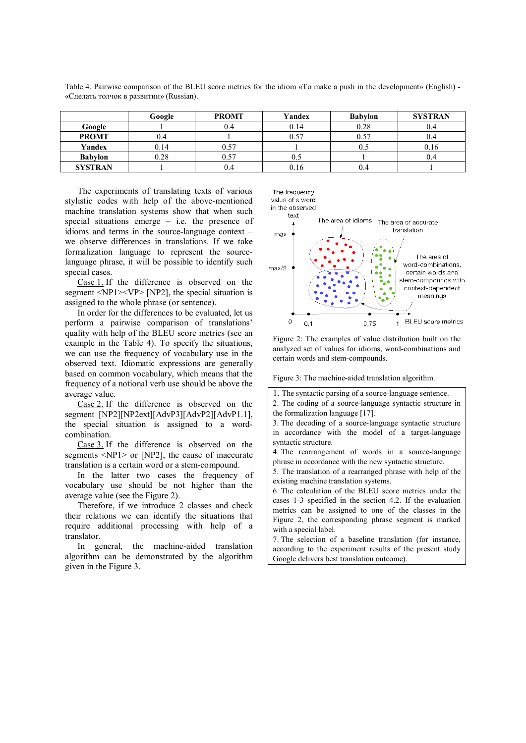Table 4. Pairwise comparison of the BLEU score metrics for the idiom «To make a push in the development» (English) - «Сделать толчок в развитии» (Russian).

| | Google | PROMT | Yandex | Babylon | SYSTRAN |
|---|---|---|---|---|---|
| **Google** | 1 | 0.4 | 0.14 | 0.28 | 0.4 |
| **PROMT** | 0.4 | 1 | 0.57 | 0.57 | 0.4 |
| **Yandex** | 0.14 | 0.57 | 1 | 0.5 | 0.16 |
| **Babylon** | 0.28 | 0.57 | 0.5 | 1 | 0.4 |
| **SYSTRAN** | 1 | 0.4 | 0.16 | 0.4 | 1 |

The experiments of translating texts of various stylistic codes with help of the above-mentioned machine translation systems show that when such special situations emerge – i.e. the presence of idioms and terms in the source-language context – we observe differences in translations. If we take formalization language to represent the source-language phrase, it will be possible to identify such special cases.

Case 1. If the difference is observed on the segment <NP1><VP> [NP2], the special situation is assigned to the whole phrase (or sentence).

In order for the differences to be evaluated, let us perform a pairwise comparison of translations' quality with help of the BLEU score metrics (see an example in the Table 4). To specify the situations, we can use the frequency of vocabulary use in the observed text. Idiomatic expressions are generally based on common vocabulary, which means that the frequency of a notional verb use should be above the average value.

Case 2. If the difference is observed on the segment [NP2][NP2ext][AdvP3][AdvP2][AdvP1.1], the special situation is assigned to a word-combination.

Case 3. If the difference is observed on the segments <NP1> or [NP2], the cause of inaccurate translation is a certain word or a stem-compound.

In the latter two cases the frequency of vocabulary use should be not higher than the average value (see the Figure 2).

Therefore, if we introduce 2 classes and check their relations we can identify the situations that require additional processing with help of a translator.

In general, the machine-aided translation algorithm can be demonstrated by the algorithm given in the Figure 3.

Figure 2: The examples of value distribution built on the analyzed set of values for idioms, word-combinations and certain words and stem-compounds.

Figure 3: The machine-aided translation algorithm.

1. The syntactic parsing of a source-language sentence.
2. The coding of a source-language syntactic structure in the formalization language [17].
3. The decoding of a source-language syntactic structure in accordance with the model of a target-language syntactic structure.
4. The rearrangement of words in a source-language phrase in accordance with the new syntactic structure.
5. The translation of a rearranged phrase with help of the existing machine translation systems.
6. The calculation of the BLEU score metrics under the cases 1-3 specified in the section 4.2. If the evaluation metrics can be assigned to one of the classes in the Figure 2, the corresponding phrase segment is marked with a special label.
7. The selection of a baseline translation (for instance, according to the experiment results of the present study Google delivers best translation outcome).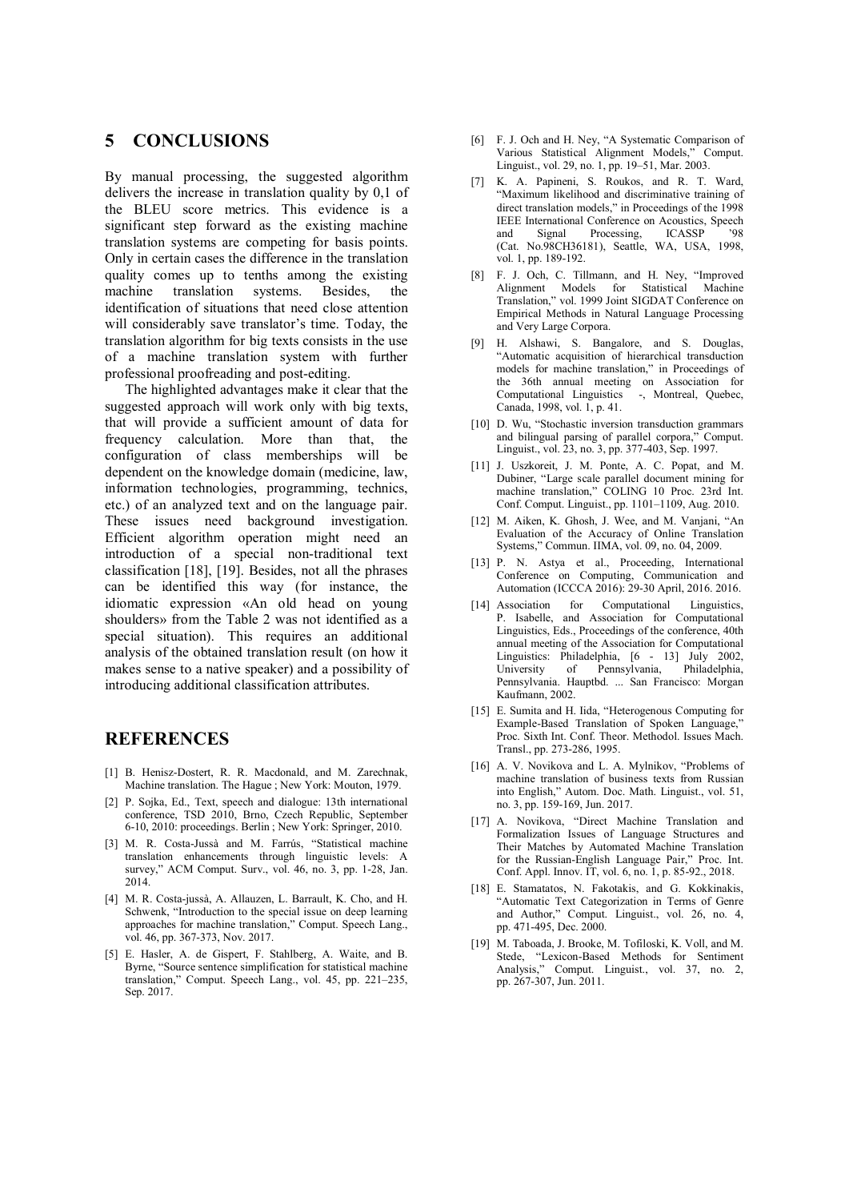## 5 CONCLUSIONS

By manual processing, the suggested algorithm delivers the increase in translation quality by 0,1 of the BLEU score metrics. This evidence is a significant step forward as the existing machine translation systems are competing for basis points. Only in certain cases the difference in the translation quality comes up to tenths among the existing machine translation systems. Besides, the identification of situations that need close attention will considerably save translator's time. Today, the translation algorithm for big texts consists in the use of a machine translation system with further professional proofreading and post-editing.

The highlighted advantages make it clear that the suggested approach will work only with big texts, that will provide a sufficient amount of data for frequency calculation. More than that, the configuration of class memberships will be dependent on the knowledge domain (medicine, law, information technologies, programming, technics, etc.) of an analyzed text and on the language pair. These issues need background investigation. Efficient algorithm operation might need an introduction of a special non-traditional text classification [18], [19]. Besides, not all the phrases can be identified this way (for instance, the idiomatic expression «An old head on young shoulders» from the Table 2 was not identified as a special situation). This requires an additional analysis of the obtained translation result (on how it makes sense to a native speaker) and a possibility of introducing additional classification attributes.

## REFERENCES

[1] B. Henisz-Dostert, R. R. Macdonald, and M. Zarechnak, Machine translation. The Hague ; New York: Mouton, 1979.

[2] P. Sojka, Ed., Text, speech and dialogue: 13th international conference, TSD 2010, Brno, Czech Republic, September 6-10, 2010: proceedings. Berlin ; New York: Springer, 2010.

[3] M. R. Costa-Jussà and M. Farrús, "Statistical machine translation enhancements through linguistic levels: A survey," ACM Comput. Surv., vol. 46, no. 3, pp. 1-28, Jan. 2014.

[4] M. R. Costa-jussà, A. Allauzen, L. Barrault, K. Cho, and H. Schwenk, "Introduction to the special issue on deep learning approaches for machine translation," Comput. Speech Lang., vol. 46, pp. 367-373, Nov. 2017.

[5] E. Hasler, A. de Gispert, F. Stahlberg, A. Waite, and B. Byrne, "Source sentence simplification for statistical machine translation," Comput. Speech Lang., vol. 45, pp. 221–235, Sep. 2017.

[6] F. J. Och and H. Ney, "A Systematic Comparison of Various Statistical Alignment Models," Comput. Linguist., vol. 29, no. 1, pp. 19–51, Mar. 2003.

[7] K. A. Papineni, S. Roukos, and R. T. Ward, "Maximum likelihood and discriminative training of direct translation models," in Proceedings of the 1998 IEEE International Conference on Acoustics, Speech and Signal Processing, ICASSP '98 (Cat. No.98CH36181), Seattle, WA, USA, 1998, vol. 1, pp. 189-192.

[8] F. J. Och, C. Tillmann, and H. Ney, "Improved Alignment Models for Statistical Machine Translation," vol. 1999 Joint SIGDAT Conference on Empirical Methods in Natural Language Processing and Very Large Corpora.

[9] H. Alshawi, S. Bangalore, and S. Douglas, "Automatic acquisition of hierarchical transduction models for machine translation," in Proceedings of the 36th annual meeting on Association for Computational Linguistics -, Montreal, Quebec, Canada, 1998, vol. 1, p. 41.

[10] D. Wu, "Stochastic inversion transduction grammars and bilingual parsing of parallel corpora," Comput. Linguist., vol. 23, no. 3, pp. 377-403, Sep. 1997.

[11] J. Uszkoreit, J. M. Ponte, A. C. Popat, and M. Dubiner, "Large scale parallel document mining for machine translation," COLING 10 Proc. 23rd Int. Conf. Comput. Linguist., pp. 1101–1109, Aug. 2010.

[12] M. Aiken, K. Ghosh, J. Wee, and M. Vanjani, "An Evaluation of the Accuracy of Online Translation Systems," Commun. IIMA, vol. 09, no. 04, 2009.

[13] P. N. Astya et al., Proceeding, International Conference on Computing, Communication and Automation (ICCCA 2016): 29-30 April, 2016. 2016.

[14] Association for Computational Linguistics, P. Isabelle, and Association for Computational Linguistics, Eds., Proceedings of the conference, 40th annual meeting of the Association for Computational Linguistics: Philadelphia, [6 - 13] July 2002, University of Pennsylvania, Philadelphia, Pennsylvania. Hauptbd. ... San Francisco: Morgan Kaufmann, 2002.

[15] E. Sumita and H. Iida, "Heterogenous Computing for Example-Based Translation of Spoken Language," Proc. Sixth Int. Conf. Theor. Methodol. Issues Mach. Transl., pp. 273-286, 1995.

[16] A. V. Novikova and L. A. Mylnikov, "Problems of machine translation of business texts from Russian into English," Autom. Doc. Math. Linguist., vol. 51, no. 3, pp. 159-169, Jun. 2017.

[17] A. Novikova, "Direct Machine Translation and Formalization Issues of Language Structures and Their Matches by Automated Machine Translation for the Russian-English Language Pair," Proc. Int. Conf. Appl. Innov. IT, vol. 6, no. 1, p. 85-92., 2018.

[18] E. Stamatatos, N. Fakotakis, and G. Kokkinakis, "Automatic Text Categorization in Terms of Genre and Author," Comput. Linguist., vol. 26, no. 4, pp. 471-495, Dec. 2000.

[19] M. Taboada, J. Brooke, M. Tofiloski, K. Voll, and M. Stede, "Lexicon-Based Methods for Sentiment Analysis," Comput. Linguist., vol. 37, no. 2, pp. 267-307, Jun. 2011.